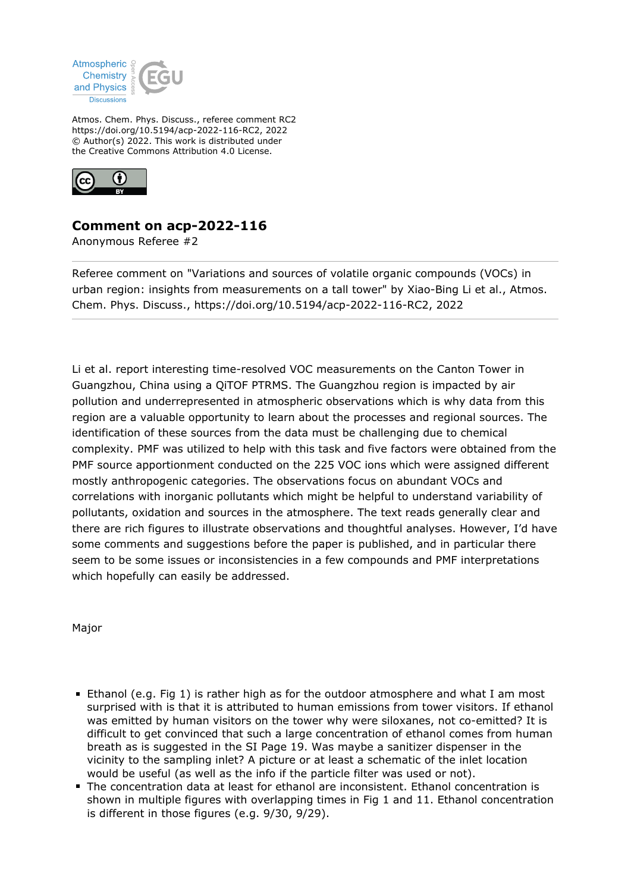Atmospheric Chemistry and Physics Discussions

Atmos. Chem. Phys. Discuss., referee comment RC2
https://doi.org/10.5194/acp-2022-116-RC2, 2022
© Author(s) 2022. This work is distributed under
the Creative Commons Attribution 4.0 License.

# Comment on acp-2022-116

Anonymous Referee #2

Referee comment on "Variations and sources of volatile organic compounds (VOCs) in urban region: insights from measurements on a tall tower" by Xiao-Bing Li et al., Atmos. Chem. Phys. Discuss., https://doi.org/10.5194/acp-2022-116-RC2, 2022

---

Li et al. report interesting time-resolved VOC measurements on the Canton Tower in Guangzhou, China using a QiTOF PTRMS. The Guangzhou region is impacted by air pollution and underrepresented in atmospheric observations which is why data from this region are a valuable opportunity to learn about the processes and regional sources. The identification of these sources from the data must be challenging due to chemical complexity. PMF was utilized to help with this task and five factors were obtained from the PMF source apportionment conducted on the 225 VOC ions which were assigned different mostly anthropogenic categories. The observations focus on abundant VOCs and correlations with inorganic pollutants which might be helpful to understand variability of pollutants, oxidation and sources in the atmosphere. The text reads generally clear and there are rich figures to illustrate observations and thoughtful analyses. However, I'd have some comments and suggestions before the paper is published, and in particular there seem to be some issues or inconsistencies in a few compounds and PMF interpretations which hopefully can easily be addressed.

Major

- Ethanol (e.g. Fig 1) is rather high as for the outdoor atmosphere and what I am most surprised with is that it is attributed to human emissions from tower visitors. If ethanol was emitted by human visitors on the tower why were siloxanes, not co-emitted? It is difficult to get convinced that such a large concentration of ethanol comes from human breath as is suggested in the SI Page 19. Was maybe a sanitizer dispenser in the vicinity to the sampling inlet? A picture or at least a schematic of the inlet location would be useful (as well as the info if the particle filter was used or not).
- The concentration data at least for ethanol are inconsistent. Ethanol concentration is shown in multiple figures with overlapping times in Fig 1 and 11. Ethanol concentration is different in those figures (e.g. 9/30, 9/29).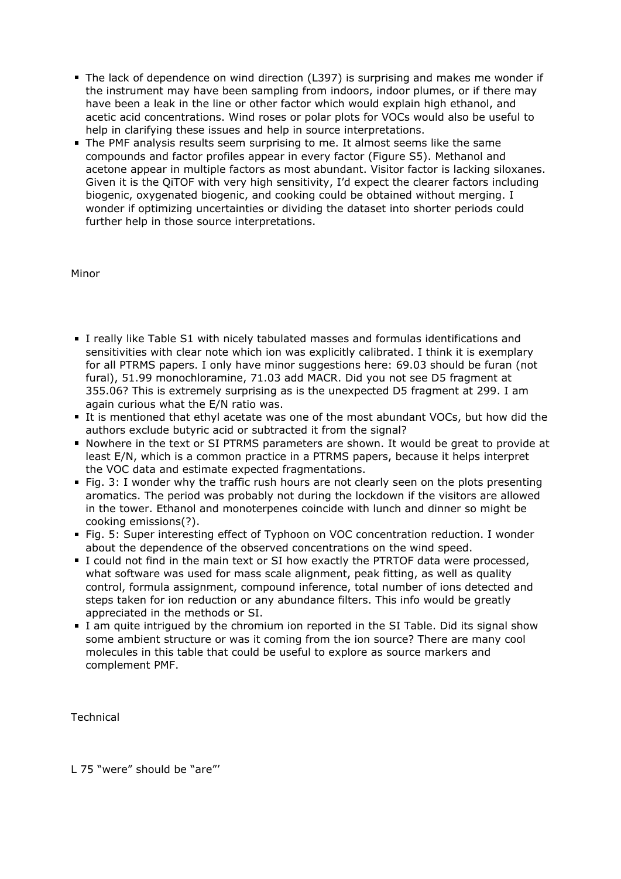- The lack of dependence on wind direction (L397) is surprising and makes me wonder if the instrument may have been sampling from indoors, indoor plumes, or if there may have been a leak in the line or other factor which would explain high ethanol, and acetic acid concentrations. Wind roses or polar plots for VOCs would also be useful to help in clarifying these issues and help in source interpretations.
- The PMF analysis results seem surprising to me. It almost seems like the same compounds and factor profiles appear in every factor (Figure S5). Methanol and acetone appear in multiple factors as most abundant. Visitor factor is lacking siloxanes. Given it is the QiTOF with very high sensitivity, I'd expect the clearer factors including biogenic, oxygenated biogenic, and cooking could be obtained without merging. I wonder if optimizing uncertainties or dividing the dataset into shorter periods could further help in those source interpretations.

Minor

- I really like Table S1 with nicely tabulated masses and formulas identifications and sensitivities with clear note which ion was explicitly calibrated. I think it is exemplary for all PTRMS papers. I only have minor suggestions here: 69.03 should be furan (not fural), 51.99 monochloramine, 71.03 add MACR. Did you not see D5 fragment at 355.06? This is extremely surprising as is the unexpected D5 fragment at 299. I am again curious what the E/N ratio was.
- It is mentioned that ethyl acetate was one of the most abundant VOCs, but how did the authors exclude butyric acid or subtracted it from the signal?
- Nowhere in the text or SI PTRMS parameters are shown. It would be great to provide at least E/N, which is a common practice in a PTRMS papers, because it helps interpret the VOC data and estimate expected fragmentations.
- Fig. 3: I wonder why the traffic rush hours are not clearly seen on the plots presenting aromatics. The period was probably not during the lockdown if the visitors are allowed in the tower. Ethanol and monoterpenes coincide with lunch and dinner so might be cooking emissions(?).
- Fig. 5: Super interesting effect of Typhoon on VOC concentration reduction. I wonder about the dependence of the observed concentrations on the wind speed.
- I could not find in the main text or SI how exactly the PTRTOF data were processed, what software was used for mass scale alignment, peak fitting, as well as quality control, formula assignment, compound inference, total number of ions detected and steps taken for ion reduction or any abundance filters. This info would be greatly appreciated in the methods or SI.
- I am quite intrigued by the chromium ion reported in the SI Table. Did its signal show some ambient structure or was it coming from the ion source? There are many cool molecules in this table that could be useful to explore as source markers and complement PMF.

Technical

L 75 "were" should be "are"'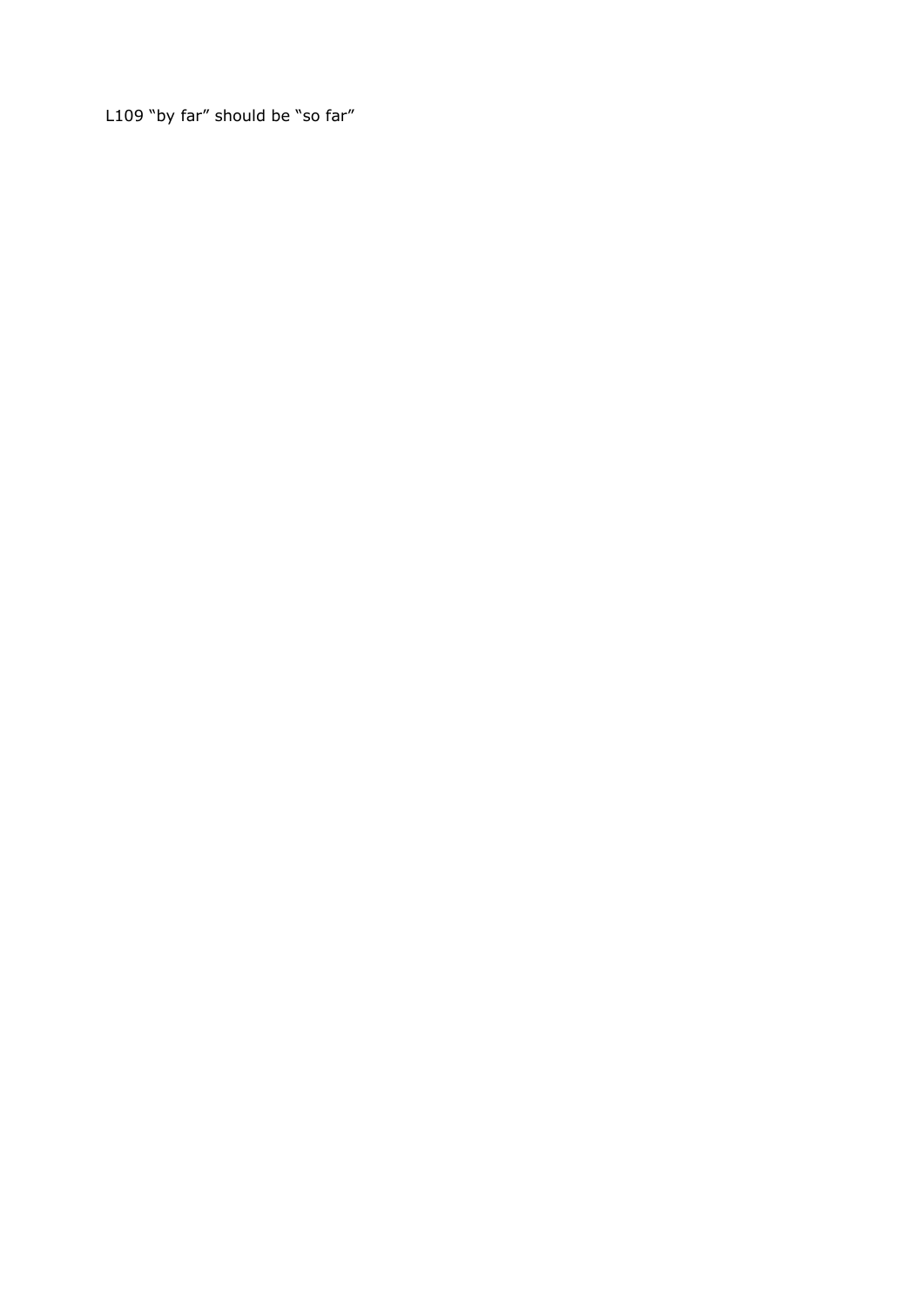L109 “by far” should be “so far”